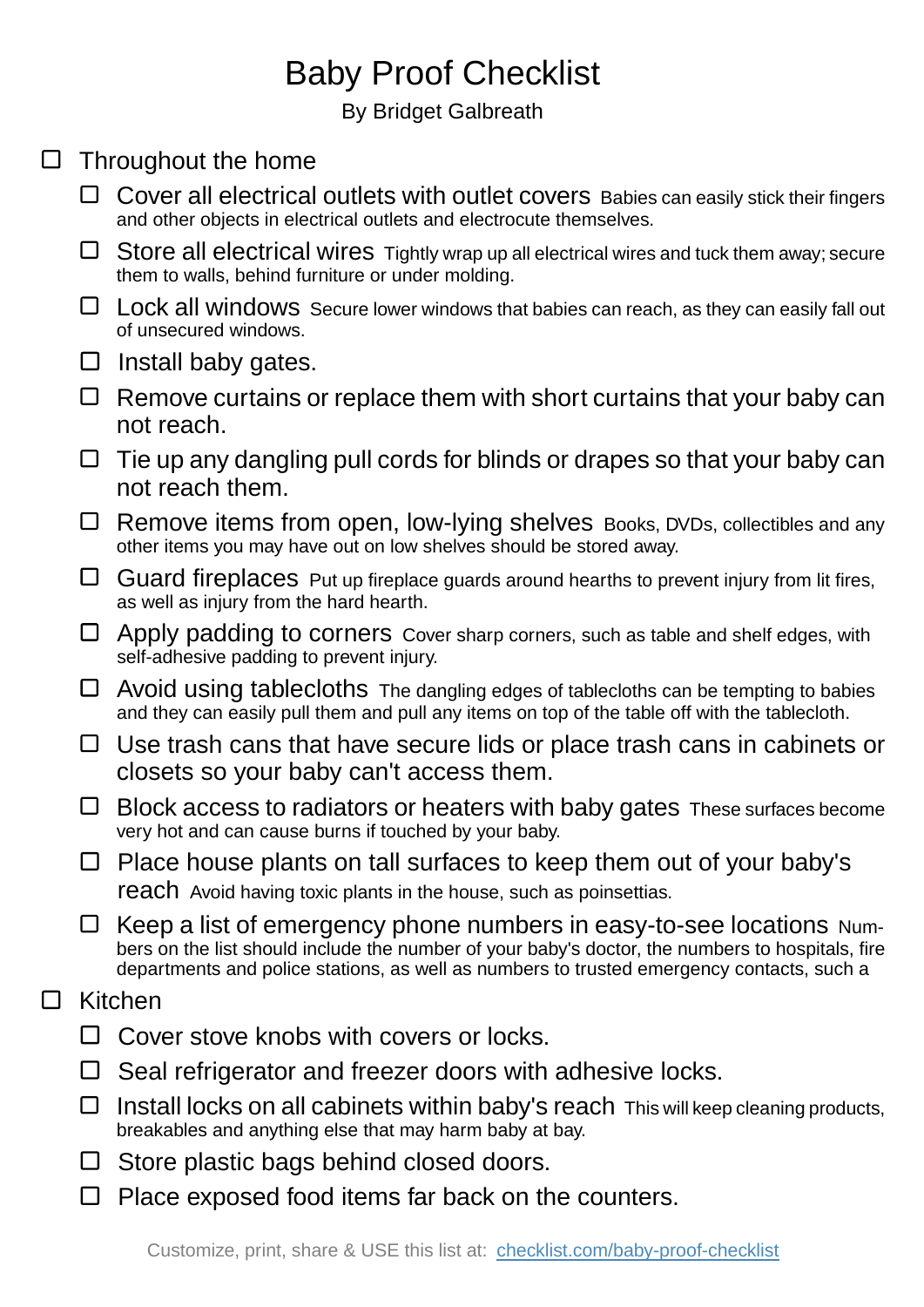# Baby Proof Checklist

By Bridget Galbreath

- [ ] Throughout the home
  - [ ] Cover all electrical outlets with outlet covers Babies can easily stick their fingers and other objects in electrical outlets and electrocute themselves.
  - [ ] Store all electrical wires Tightly wrap up all electrical wires and tuck them away; secure them to walls, behind furniture or under molding.
  - [ ] Lock all windows Secure lower windows that babies can reach, as they can easily fall out of unsecured windows.
  - [ ] Install baby gates.
  - [ ] Remove curtains or replace them with short curtains that your baby can not reach.
  - [ ] Tie up any dangling pull cords for blinds or drapes so that your baby can not reach them.
  - [ ] Remove items from open, low-lying shelves Books, DVDs, collectibles and any other items you may have out on low shelves should be stored away.
  - [ ] Guard fireplaces Put up fireplace guards around hearths to prevent injury from lit fires, as well as injury from the hard hearth.
  - [ ] Apply padding to corners Cover sharp corners, such as table and shelf edges, with self-adhesive padding to prevent injury.
  - [ ] Avoid using tablecloths The dangling edges of tablecloths can be tempting to babies and they can easily pull them and pull any items on top of the table off with the tablecloth.
  - [ ] Use trash cans that have secure lids or place trash cans in cabinets or closets so your baby can't access them.
  - [ ] Block access to radiators or heaters with baby gates These surfaces become very hot and can cause burns if touched by your baby.
  - [ ] Place house plants on tall surfaces to keep them out of your baby's reach Avoid having toxic plants in the house, such as poinsettias.
  - [ ] Keep a list of emergency phone numbers in easy-to-see locations Numbers on the list should include the number of your baby's doctor, the numbers to hospitals, fire departments and police stations, as well as numbers to trusted emergency contacts, such a
- [ ] Kitchen
  - [ ] Cover stove knobs with covers or locks.
  - [ ] Seal refrigerator and freezer doors with adhesive locks.
  - [ ] Install locks on all cabinets within baby's reach This will keep cleaning products, breakables and anything else that may harm baby at bay.
  - [ ] Store plastic bags behind closed doors.
  - [ ] Place exposed food items far back on the counters.

Customize, print, share & USE this list at: [checklist.com/baby-proof-checklist](https://checklist.com/baby-proof-checklist)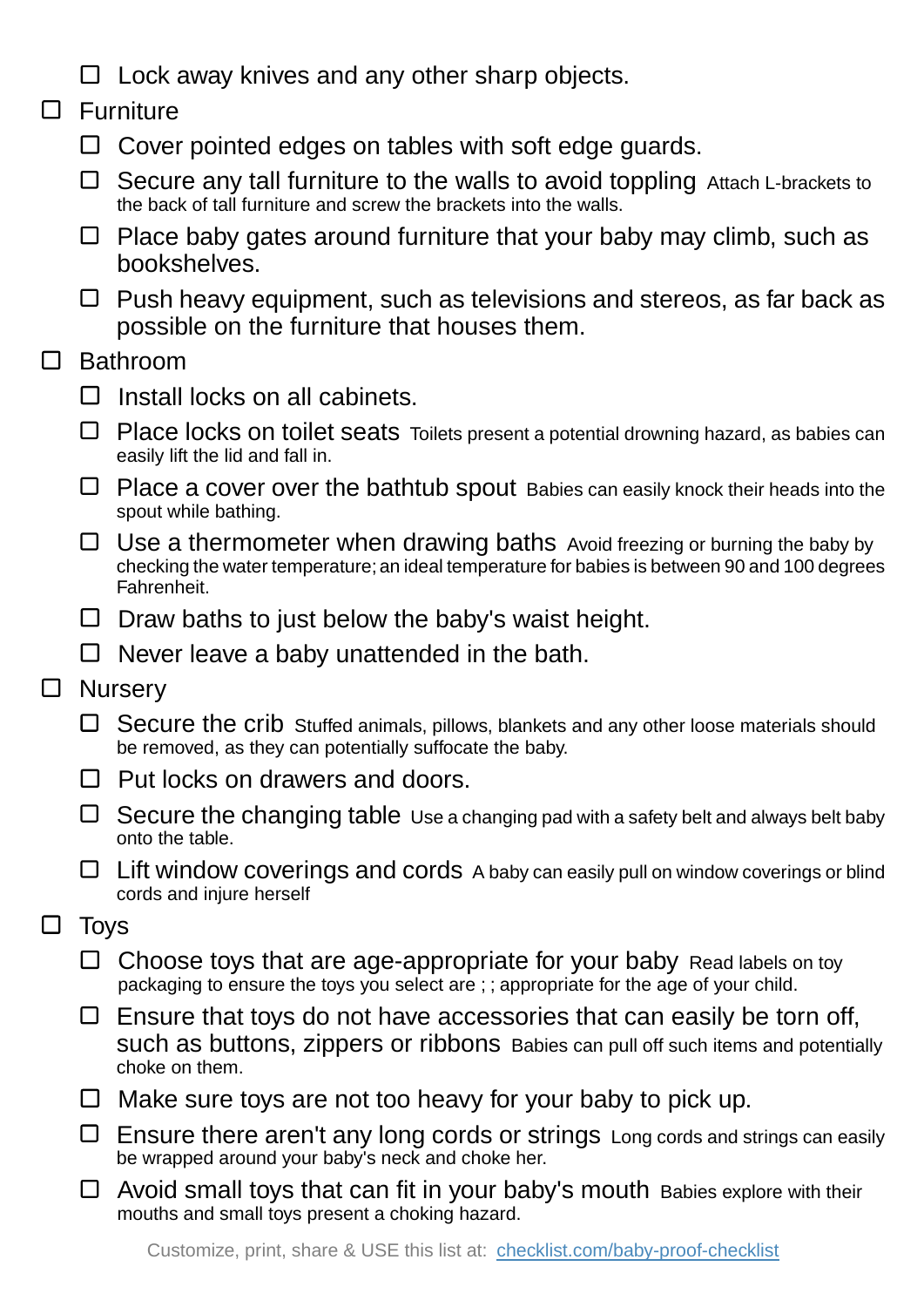- [ ] Lock away knives and any other sharp objects.
- [ ] Furniture
  - [ ] Cover pointed edges on tables with soft edge guards.
  - [ ] Secure any tall furniture to the walls to avoid toppling Attach L-brackets to the back of tall furniture and screw the brackets into the walls.
  - [ ] Place baby gates around furniture that your baby may climb, such as bookshelves.
  - [ ] Push heavy equipment, such as televisions and stereos, as far back as possible on the furniture that houses them.
- [ ] Bathroom
  - [ ] Install locks on all cabinets.
  - [ ] Place locks on toilet seats Toilets present a potential drowning hazard, as babies can easily lift the lid and fall in.
  - [ ] Place a cover over the bathtub spout Babies can easily knock their heads into the spout while bathing.
  - [ ] Use a thermometer when drawing baths Avoid freezing or burning the baby by checking the water temperature; an ideal temperature for babies is between 90 and 100 degrees Fahrenheit.
  - [ ] Draw baths to just below the baby's waist height.
  - [ ] Never leave a baby unattended in the bath.
- [ ] Nursery
  - [ ] Secure the crib Stuffed animals, pillows, blankets and any other loose materials should be removed, as they can potentially suffocate the baby.
  - [ ] Put locks on drawers and doors.
  - [ ] Secure the changing table Use a changing pad with a safety belt and always belt baby onto the table.
  - [ ] Lift window coverings and cords A baby can easily pull on window coverings or blind cords and injure herself
- [ ] Toys
  - [ ] Choose toys that are age-appropriate for your baby Read labels on toy packaging to ensure the toys you select are ; ; appropriate for the age of your child.
  - [ ] Ensure that toys do not have accessories that can easily be torn off, such as buttons, zippers or ribbons Babies can pull off such items and potentially choke on them.
  - [ ] Make sure toys are not too heavy for your baby to pick up.
  - [ ] Ensure there aren't any long cords or strings Long cords and strings can easily be wrapped around your baby's neck and choke her.
  - [ ] Avoid small toys that can fit in your baby's mouth Babies explore with their mouths and small toys present a choking hazard.

Customize, print, share & USE this list at: [checklist.com/baby-proof-checklist](checklist.com/baby-proof-checklist)